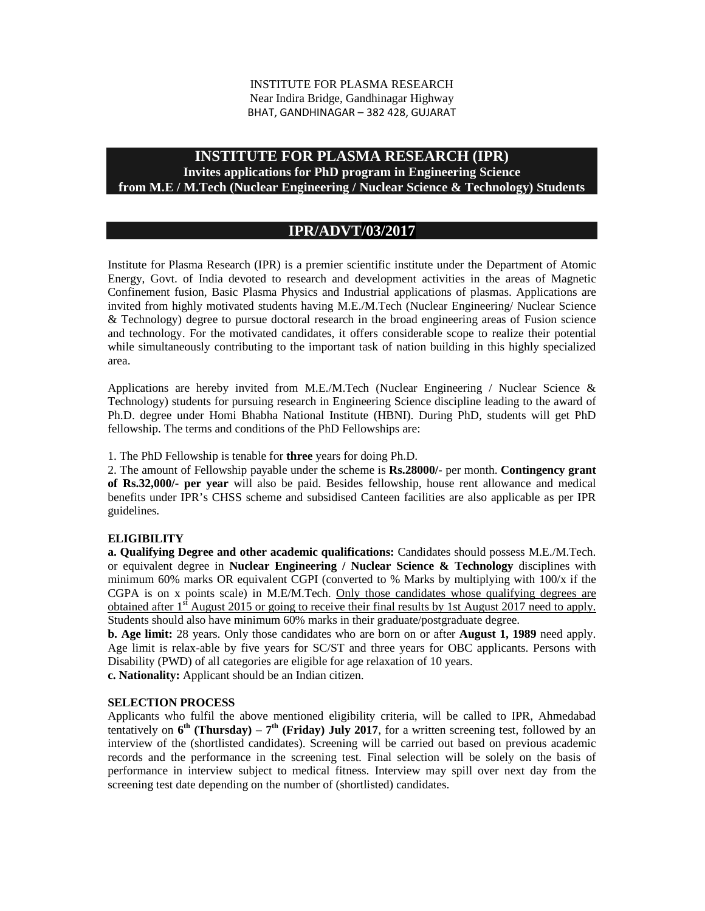INSTITUTE FOR PLASMA RESEARCH
Near Indira Bridge, Gandhinagar Highway
BHAT, GANDHINAGAR – 382 428, GUJARAT

# INSTITUTE FOR PLASMA RESEARCH (IPR)

**Invites applications for PhD program in Engineering Science from M.E / M.Tech (Nuclear Engineering / Nuclear Science & Technology) Students**

## IPR/ADVT/03/2017

Institute for Plasma Research (IPR) is a premier scientific institute under the Department of Atomic Energy, Govt. of India devoted to research and development activities in the areas of Magnetic Confinement fusion, Basic Plasma Physics and Industrial applications of plasmas. Applications are invited from highly motivated students having M.E./M.Tech (Nuclear Engineering/ Nuclear Science & Technology) degree to pursue doctoral research in the broad engineering areas of Fusion science and technology. For the motivated candidates, it offers considerable scope to realize their potential while simultaneously contributing to the important task of nation building in this highly specialized area.

Applications are hereby invited from M.E./M.Tech (Nuclear Engineering / Nuclear Science & Technology) students for pursuing research in Engineering Science discipline leading to the award of Ph.D. degree under Homi Bhabha National Institute (HBNI). During PhD, students will get PhD fellowship. The terms and conditions of the PhD Fellowships are:

1. The PhD Fellowship is tenable for **three** years for doing Ph.D.
2. The amount of Fellowship payable under the scheme is **Rs.28000/-** per month. **Contingency grant of Rs.32,000/- per year** will also be paid. Besides fellowship, house rent allowance and medical benefits under IPR's CHSS scheme and subsidised Canteen facilities are also applicable as per IPR guidelines.

### ELIGIBILITY

**a. Qualifying Degree and other academic qualifications:** Candidates should possess M.E./M.Tech. or equivalent degree in **Nuclear Engineering / Nuclear Science & Technology** disciplines with minimum 60% marks OR equivalent CGPI (converted to % Marks by multiplying with 100/x if the CGPA is on x points scale) in M.E/M.Tech. <u>Only those candidates whose qualifying degrees are obtained after 1st August 2015 or going to receive their final results by 1st August 2017 need to apply.</u> Students should also have minimum 60% marks in their graduate/postgraduate degree.

**b. Age limit:** 28 years. Only those candidates who are born on or after **August 1, 1989** need apply. Age limit is relax-able by five years for SC/ST and three years for OBC applicants. Persons with Disability (PWD) of all categories are eligible for age relaxation of 10 years.

**c. Nationality:** Applicant should be an Indian citizen.

### SELECTION PROCESS

Applicants who fulfil the above mentioned eligibility criteria, will be called to IPR, Ahmedabad tentatively on **6th (Thursday) – 7th (Friday) July 2017**, for a written screening test, followed by an interview of the (shortlisted candidates). Screening will be carried out based on previous academic records and the performance in the screening test. Final selection will be solely on the basis of performance in interview subject to medical fitness. Interview may spill over next day from the screening test date depending on the number of (shortlisted) candidates.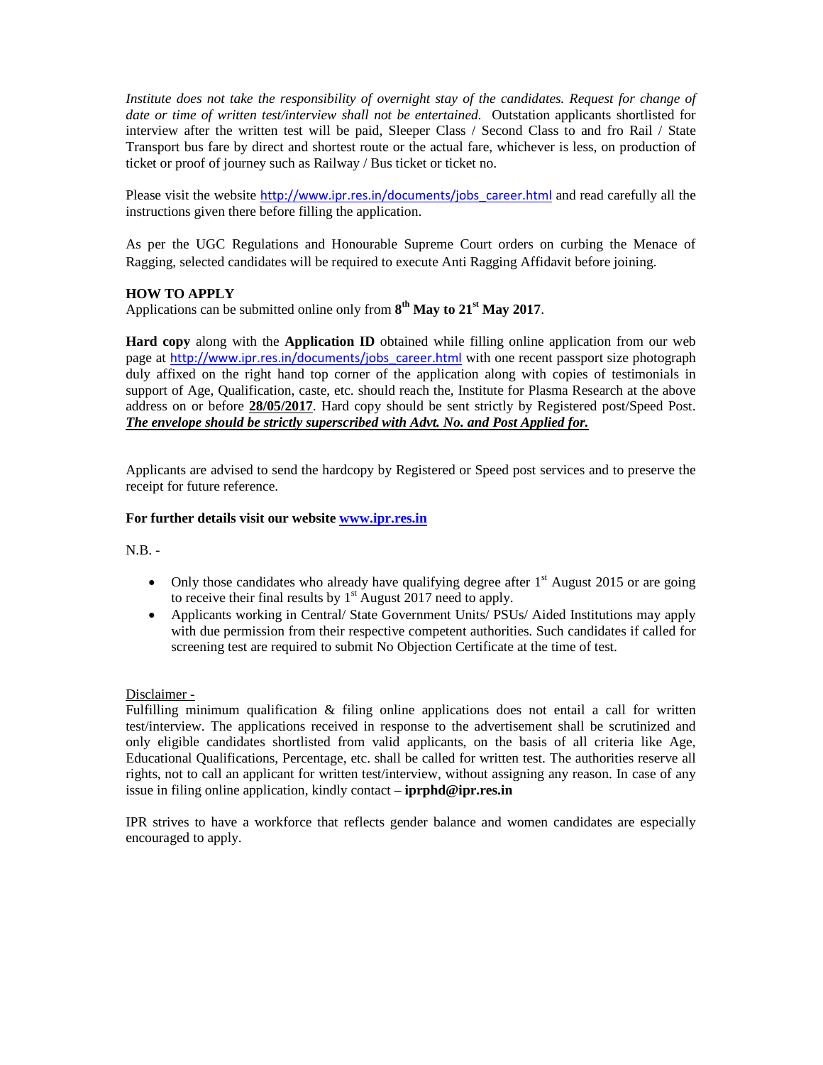*Institute does not take the responsibility of overnight stay of the candidates. Request for change of date or time of written test/interview shall not be entertained.* Outstation applicants shortlisted for interview after the written test will be paid, Sleeper Class / Second Class to and fro Rail / State Transport bus fare by direct and shortest route or the actual fare, whichever is less, on production of ticket or proof of journey such as Railway / Bus ticket or ticket no.

Please visit the website http://www.ipr.res.in/documents/jobs_career.html and read carefully all the instructions given there before filling the application.

As per the UGC Regulations and Honourable Supreme Court orders on curbing the Menace of Ragging, selected candidates will be required to execute Anti Ragging Affidavit before joining.

**HOW TO APPLY**

Applications can be submitted online only from **8th May to 21st May 2017**.

**Hard copy** along with the **Application ID** obtained while filling online application from our web page at http://www.ipr.res.in/documents/jobs_career.html with one recent passport size photograph duly affixed on the right hand top corner of the application along with copies of testimonials in support of Age, Qualification, caste, etc. should reach the, Institute for Plasma Research at the above address on or before **28/05/2017**. Hard copy should be sent strictly by Registered post/Speed Post. ***The envelope should be strictly superscribed with Advt. No. and Post Applied for.***

Applicants are advised to send the hardcopy by Registered or Speed post services and to preserve the receipt for future reference.

**For further details visit our website www.ipr.res.in**

N.B. -

- Only those candidates who already have qualifying degree after 1st August 2015 or are going to receive their final results by 1st August 2017 need to apply.
- Applicants working in Central/ State Government Units/ PSUs/ Aided Institutions may apply with due permission from their respective competent authorities. Such candidates if called for screening test are required to submit No Objection Certificate at the time of test.

Disclaimer -

Fulfilling minimum qualification & filing online applications does not entail a call for written test/interview. The applications received in response to the advertisement shall be scrutinized and only eligible candidates shortlisted from valid applicants, on the basis of all criteria like Age, Educational Qualifications, Percentage, etc. shall be called for written test. The authorities reserve all rights, not to call an applicant for written test/interview, without assigning any reason. In case of any issue in filing online application, kindly contact – **iprphd@ipr.res.in**

IPR strives to have a workforce that reflects gender balance and women candidates are especially encouraged to apply.